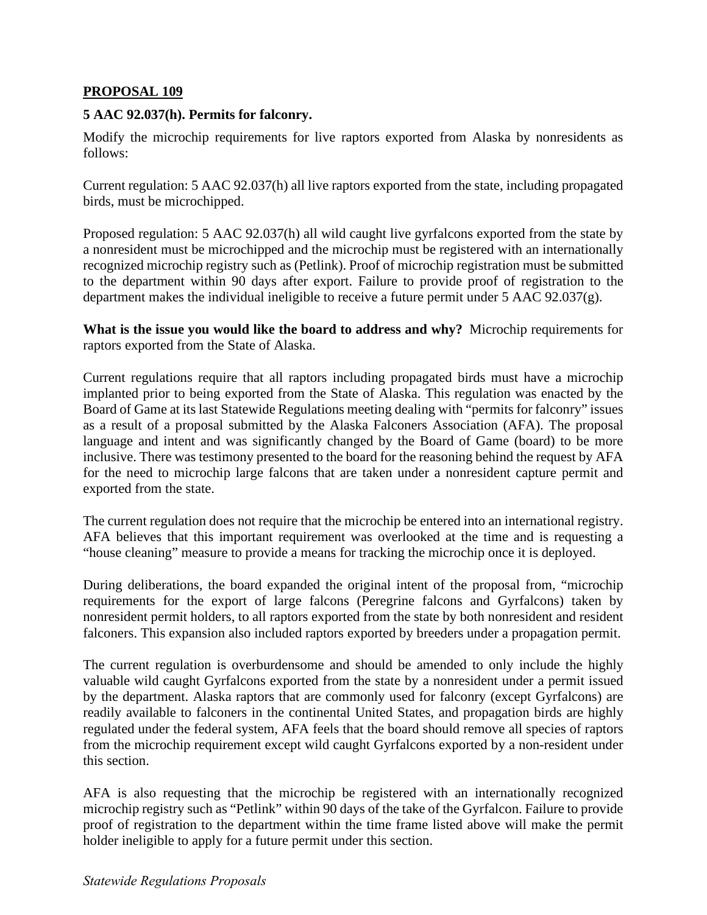## PROPOSAL 109

**5 AAC 92.037(h). Permits for falconry.**

Modify the microchip requirements for live raptors exported from Alaska by nonresidents as follows:

Current regulation: 5 AAC 92.037(h) all live raptors exported from the state, including propagated birds, must be microchipped.

Proposed regulation: 5 AAC 92.037(h) all wild caught live gyrfalcons exported from the state by a nonresident must be microchipped and the microchip must be registered with an internationally recognized microchip registry such as (Petlink). Proof of microchip registration must be submitted to the department within 90 days after export. Failure to provide proof of registration to the department makes the individual ineligible to receive a future permit under 5 AAC 92.037(g).

**What is the issue you would like the board to address and why?** Microchip requirements for raptors exported from the State of Alaska.

Current regulations require that all raptors including propagated birds must have a microchip implanted prior to being exported from the State of Alaska. This regulation was enacted by the Board of Game at its last Statewide Regulations meeting dealing with "permits for falconry" issues as a result of a proposal submitted by the Alaska Falconers Association (AFA). The proposal language and intent and was significantly changed by the Board of Game (board) to be more inclusive. There was testimony presented to the board for the reasoning behind the request by AFA for the need to microchip large falcons that are taken under a nonresident capture permit and exported from the state.

The current regulation does not require that the microchip be entered into an international registry. AFA believes that this important requirement was overlooked at the time and is requesting a "house cleaning" measure to provide a means for tracking the microchip once it is deployed.

During deliberations, the board expanded the original intent of the proposal from, "microchip requirements for the export of large falcons (Peregrine falcons and Gyrfalcons) taken by nonresident permit holders, to all raptors exported from the state by both nonresident and resident falconers. This expansion also included raptors exported by breeders under a propagation permit.

The current regulation is overburdensome and should be amended to only include the highly valuable wild caught Gyrfalcons exported from the state by a nonresident under a permit issued by the department. Alaska raptors that are commonly used for falconry (except Gyrfalcons) are readily available to falconers in the continental United States, and propagation birds are highly regulated under the federal system, AFA feels that the board should remove all species of raptors from the microchip requirement except wild caught Gyrfalcons exported by a non-resident under this section.

AFA is also requesting that the microchip be registered with an internationally recognized microchip registry such as "Petlink" within 90 days of the take of the Gyrfalcon. Failure to provide proof of registration to the department within the time frame listed above will make the permit holder ineligible to apply for a future permit under this section.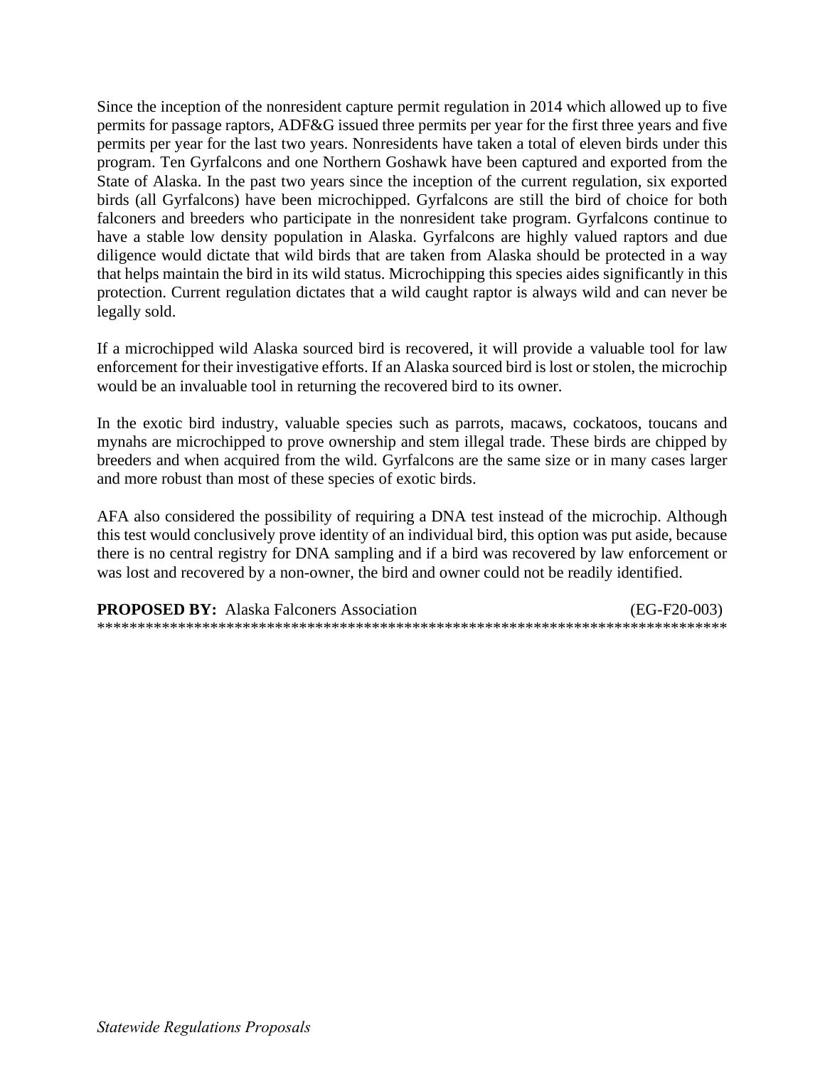Since the inception of the nonresident capture permit regulation in 2014 which allowed up to five permits for passage raptors, ADF&G issued three permits per year for the first three years and five permits per year for the last two years. Nonresidents have taken a total of eleven birds under this program. Ten Gyrfalcons and one Northern Goshawk have been captured and exported from the State of Alaska. In the past two years since the inception of the current regulation, six exported birds (all Gyrfalcons) have been microchipped. Gyrfalcons are still the bird of choice for both falconers and breeders who participate in the nonresident take program. Gyrfalcons continue to have a stable low density population in Alaska. Gyrfalcons are highly valued raptors and due diligence would dictate that wild birds that are taken from Alaska should be protected in a way that helps maintain the bird in its wild status. Microchipping this species aides significantly in this protection. Current regulation dictates that a wild caught raptor is always wild and can never be legally sold.

If a microchipped wild Alaska sourced bird is recovered, it will provide a valuable tool for law enforcement for their investigative efforts. If an Alaska sourced bird is lost or stolen, the microchip would be an invaluable tool in returning the recovered bird to its owner.

In the exotic bird industry, valuable species such as parrots, macaws, cockatoos, toucans and mynahs are microchipped to prove ownership and stem illegal trade. These birds are chipped by breeders and when acquired from the wild. Gyrfalcons are the same size or in many cases larger and more robust than most of these species of exotic birds.

AFA also considered the possibility of requiring a DNA test instead of the microchip. Although this test would conclusively prove identity of an individual bird, this option was put aside, because there is no central registry for DNA sampling and if a bird was recovered by law enforcement or was lost and recovered by a non-owner, the bird and owner could not be readily identified.

**PROPOSED BY:** Alaska Falconers Association (EG-F20-003)

******************************************************************************